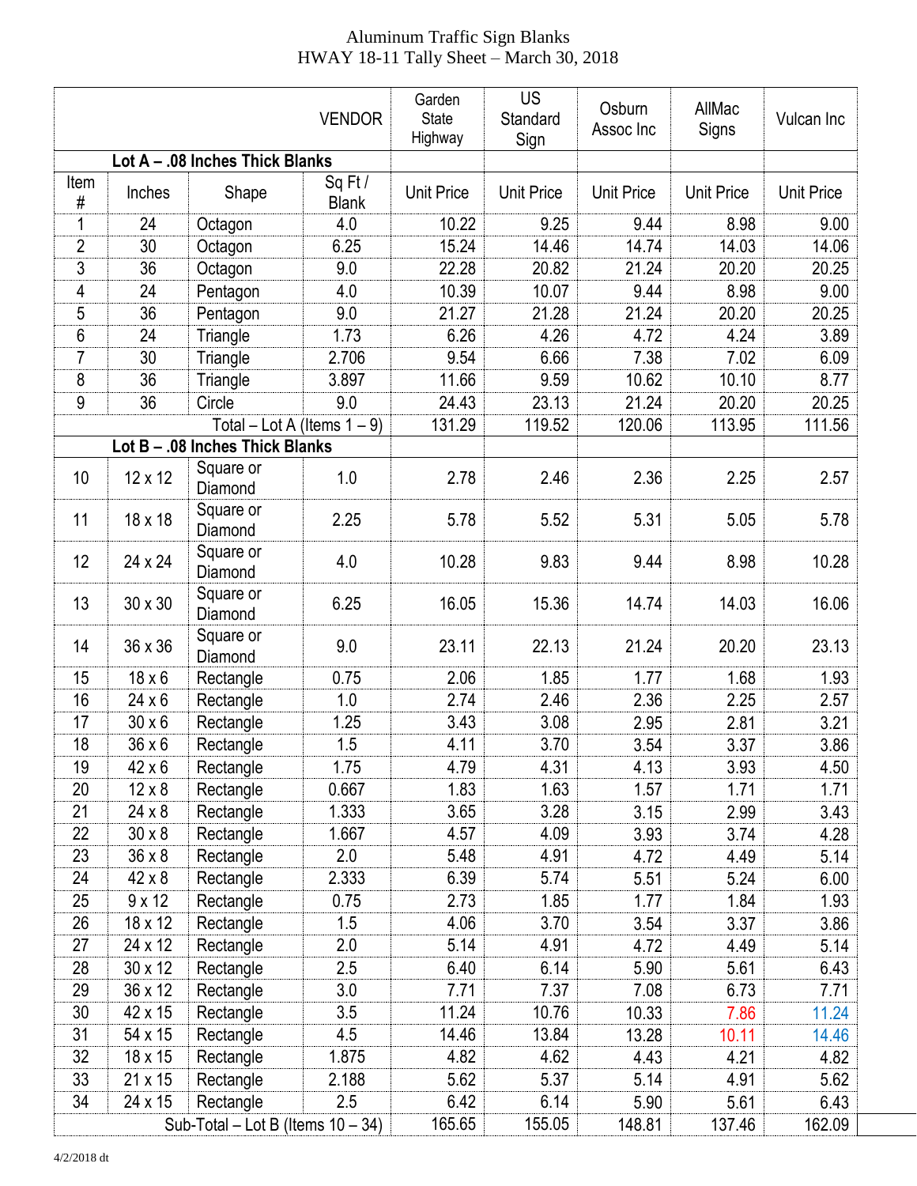Aluminum Traffic Sign Blanks
HWAY 18-11 Tally Sheet – March 30, 2018

| | | | VENDOR | Garden State Highway | US Standard Sign | Osburn Assoc Inc | AllMac Signs | Vulcan Inc |
|---|---|---|---|---|---|---|---|---|
| **Lot A – .08 Inches Thick Blanks** | | | | | | | | |
| Item # | Inches | Shape | Sq Ft / Blank | Unit Price | Unit Price | Unit Price | Unit Price | Unit Price |
| 1 | 24 | Octagon | 4.0 | 10.22 | 9.25 | 9.44 | 8.98 | 9.00 |
| 2 | 30 | Octagon | 6.25 | 15.24 | 14.46 | 14.74 | 14.03 | 14.06 |
| 3 | 36 | Octagon | 9.0 | 22.28 | 20.82 | 21.24 | 20.20 | 20.25 |
| 4 | 24 | Pentagon | 4.0 | 10.39 | 10.07 | 9.44 | 8.98 | 9.00 |
| 5 | 36 | Pentagon | 9.0 | 21.27 | 21.28 | 21.24 | 20.20 | 20.25 |
| 6 | 24 | Triangle | 1.73 | 6.26 | 4.26 | 4.72 | 4.24 | 3.89 |
| 7 | 30 | Triangle | 2.706 | 9.54 | 6.66 | 7.38 | 7.02 | 6.09 |
| 8 | 36 | Triangle | 3.897 | 11.66 | 9.59 | 10.62 | 10.10 | 8.77 |
| 9 | 36 | Circle | 9.0 | 24.43 | 23.13 | 21.24 | 20.20 | 20.25 |
| | | | Total – Lot A (Items 1 – 9) | 131.29 | 119.52 | 120.06 | 113.95 | 111.56 |
| **Lot B – .08 Inches Thick Blanks** | | | | | | | | |
| 10 | 12 x 12 | Square or Diamond | 1.0 | 2.78 | 2.46 | 2.36 | 2.25 | 2.57 |
| 11 | 18 x 18 | Square or Diamond | 2.25 | 5.78 | 5.52 | 5.31 | 5.05 | 5.78 |
| 12 | 24 x 24 | Square or Diamond | 4.0 | 10.28 | 9.83 | 9.44 | 8.98 | 10.28 |
| 13 | 30 x 30 | Square or Diamond | 6.25 | 16.05 | 15.36 | 14.74 | 14.03 | 16.06 |
| 14 | 36 x 36 | Square or Diamond | 9.0 | 23.11 | 22.13 | 21.24 | 20.20 | 23.13 |
| 15 | 18 x 6 | Rectangle | 0.75 | 2.06 | 1.85 | 1.77 | 1.68 | 1.93 |
| 16 | 24 x 6 | Rectangle | 1.0 | 2.74 | 2.46 | 2.36 | 2.25 | 2.57 |
| 17 | 30 x 6 | Rectangle | 1.25 | 3.43 | 3.08 | 2.95 | 2.81 | 3.21 |
| 18 | 36 x 6 | Rectangle | 1.5 | 4.11 | 3.70 | 3.54 | 3.37 | 3.86 |
| 19 | 42 x 6 | Rectangle | 1.75 | 4.79 | 4.31 | 4.13 | 3.93 | 4.50 |
| 20 | 12 x 8 | Rectangle | 0.667 | 1.83 | 1.63 | 1.57 | 1.71 | 1.71 |
| 21 | 24 x 8 | Rectangle | 1.333 | 3.65 | 3.28 | 3.15 | 2.99 | 3.43 |
| 22 | 30 x 8 | Rectangle | 1.667 | 4.57 | 4.09 | 3.93 | 3.74 | 4.28 |
| 23 | 36 x 8 | Rectangle | 2.0 | 5.48 | 4.91 | 4.72 | 4.49 | 5.14 |
| 24 | 42 x 8 | Rectangle | 2.333 | 6.39 | 5.74 | 5.51 | 5.24 | 6.00 |
| 25 | 9 x 12 | Rectangle | 0.75 | 2.73 | 1.85 | 1.77 | 1.84 | 1.93 |
| 26 | 18 x 12 | Rectangle | 1.5 | 4.06 | 3.70 | 3.54 | 3.37 | 3.86 |
| 27 | 24 x 12 | Rectangle | 2.0 | 5.14 | 4.91 | 4.72 | 4.49 | 5.14 |
| 28 | 30 x 12 | Rectangle | 2.5 | 6.40 | 6.14 | 5.90 | 5.61 | 6.43 |
| 29 | 36 x 12 | Rectangle | 3.0 | 7.71 | 7.37 | 7.08 | 6.73 | 7.71 |
| 30 | 42 x 15 | Rectangle | 3.5 | 11.24 | 10.76 | 10.33 | 7.86 | 11.24 |
| 31 | 54 x 15 | Rectangle | 4.5 | 14.46 | 13.84 | 13.28 | 10.11 | 14.46 |
| 32 | 18 x 15 | Rectangle | 1.875 | 4.82 | 4.62 | 4.43 | 4.21 | 4.82 |
| 33 | 21 x 15 | Rectangle | 2.188 | 5.62 | 5.37 | 5.14 | 4.91 | 5.62 |
| 34 | 24 x 15 | Rectangle | 2.5 | 6.42 | 6.14 | 5.90 | 5.61 | 6.43 |
| | | | Sub-Total – Lot B (Items 10 – 34) | 165.65 | 155.05 | 148.81 | 137.46 | 162.09 |

4/2/2018 dt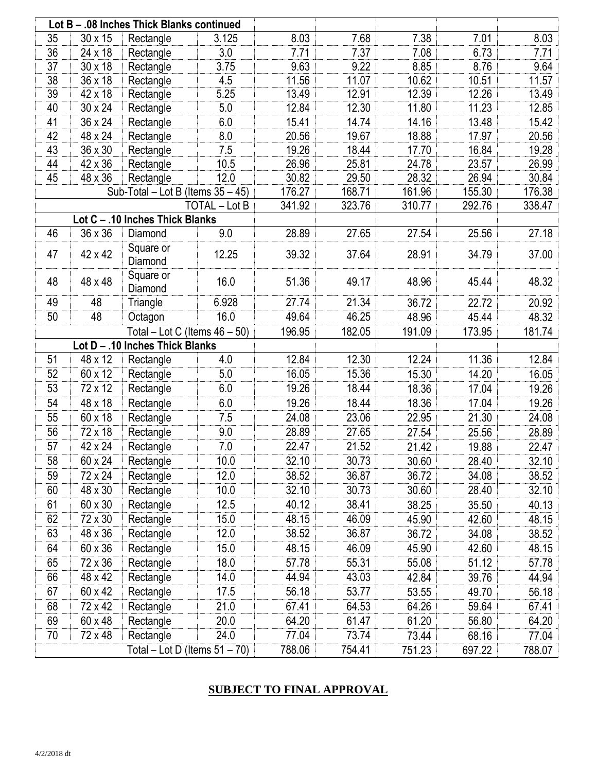| | | | | | | | | |
|---|---|---|---|---|---|---|---|---|
| **Lot B – .08 Inches Thick Blanks continued** | | | | | | | | |
| 35 | 30 x 15 | Rectangle | 3.125 | 8.03 | 7.68 | 7.38 | 7.01 | 8.03 |
| 36 | 24 x 18 | Rectangle | 3.0 | 7.71 | 7.37 | 7.08 | 6.73 | 7.71 |
| 37 | 30 x 18 | Rectangle | 3.75 | 9.63 | 9.22 | 8.85 | 8.76 | 9.64 |
| 38 | 36 x 18 | Rectangle | 4.5 | 11.56 | 11.07 | 10.62 | 10.51 | 11.57 |
| 39 | 42 x 18 | Rectangle | 5.25 | 13.49 | 12.91 | 12.39 | 12.26 | 13.49 |
| 40 | 30 x 24 | Rectangle | 5.0 | 12.84 | 12.30 | 11.80 | 11.23 | 12.85 |
| 41 | 36 x 24 | Rectangle | 6.0 | 15.41 | 14.74 | 14.16 | 13.48 | 15.42 |
| 42 | 48 x 24 | Rectangle | 8.0 | 20.56 | 19.67 | 18.88 | 17.97 | 20.56 |
| 43 | 36 x 30 | Rectangle | 7.5 | 19.26 | 18.44 | 17.70 | 16.84 | 19.28 |
| 44 | 42 x 36 | Rectangle | 10.5 | 26.96 | 25.81 | 24.78 | 23.57 | 26.99 |
| 45 | 48 x 36 | Rectangle | 12.0 | 30.82 | 29.50 | 28.32 | 26.94 | 30.84 |
| | | Sub-Total – Lot B (Items 35 – 45) | | 176.27 | 168.71 | 161.96 | 155.30 | 176.38 |
| | | | TOTAL – Lot B | 341.92 | 323.76 | 310.77 | 292.76 | 338.47 |
| **Lot C – .10 Inches Thick Blanks** | | | | | | | | |
| 46 | 36 x 36 | Diamond | 9.0 | 28.89 | 27.65 | 27.54 | 25.56 | 27.18 |
| 47 | 42 x 42 | Square or Diamond | 12.25 | 39.32 | 37.64 | 28.91 | 34.79 | 37.00 |
| 48 | 48 x 48 | Square or Diamond | 16.0 | 51.36 | 49.17 | 48.96 | 45.44 | 48.32 |
| 49 | 48 | Triangle | 6.928 | 27.74 | 21.34 | 36.72 | 22.72 | 20.92 |
| 50 | 48 | Octagon | 16.0 | 49.64 | 46.25 | 48.96 | 45.44 | 48.32 |
| | | Total – Lot C (Items 46 – 50) | | 196.95 | 182.05 | 191.09 | 173.95 | 181.74 |
| **Lot D – .10 Inches Thick Blanks** | | | | | | | | |
| 51 | 48 x 12 | Rectangle | 4.0 | 12.84 | 12.30 | 12.24 | 11.36 | 12.84 |
| 52 | 60 x 12 | Rectangle | 5.0 | 16.05 | 15.36 | 15.30 | 14.20 | 16.05 |
| 53 | 72 x 12 | Rectangle | 6.0 | 19.26 | 18.44 | 18.36 | 17.04 | 19.26 |
| 54 | 48 x 18 | Rectangle | 6.0 | 19.26 | 18.44 | 18.36 | 17.04 | 19.26 |
| 55 | 60 x 18 | Rectangle | 7.5 | 24.08 | 23.06 | 22.95 | 21.30 | 24.08 |
| 56 | 72 x 18 | Rectangle | 9.0 | 28.89 | 27.65 | 27.54 | 25.56 | 28.89 |
| 57 | 42 x 24 | Rectangle | 7.0 | 22.47 | 21.52 | 21.42 | 19.88 | 22.47 |
| 58 | 60 x 24 | Rectangle | 10.0 | 32.10 | 30.73 | 30.60 | 28.40 | 32.10 |
| 59 | 72 x 24 | Rectangle | 12.0 | 38.52 | 36.87 | 36.72 | 34.08 | 38.52 |
| 60 | 48 x 30 | Rectangle | 10.0 | 32.10 | 30.73 | 30.60 | 28.40 | 32.10 |
| 61 | 60 x 30 | Rectangle | 12.5 | 40.12 | 38.41 | 38.25 | 35.50 | 40.13 |
| 62 | 72 x 30 | Rectangle | 15.0 | 48.15 | 46.09 | 45.90 | 42.60 | 48.15 |
| 63 | 48 x 36 | Rectangle | 12.0 | 38.52 | 36.87 | 36.72 | 34.08 | 38.52 |
| 64 | 60 x 36 | Rectangle | 15.0 | 48.15 | 46.09 | 45.90 | 42.60 | 48.15 |
| 65 | 72 x 36 | Rectangle | 18.0 | 57.78 | 55.31 | 55.08 | 51.12 | 57.78 |
| 66 | 48 x 42 | Rectangle | 14.0 | 44.94 | 43.03 | 42.84 | 39.76 | 44.94 |
| 67 | 60 x 42 | Rectangle | 17.5 | 56.18 | 53.77 | 53.55 | 49.70 | 56.18 |
| 68 | 72 x 42 | Rectangle | 21.0 | 67.41 | 64.53 | 64.26 | 59.64 | 67.41 |
| 69 | 60 x 48 | Rectangle | 20.0 | 64.20 | 61.47 | 61.20 | 56.80 | 64.20 |
| 70 | 72 x 48 | Rectangle | 24.0 | 77.04 | 73.74 | 73.44 | 68.16 | 77.04 |
| | | Total – Lot D (Items 51 – 70) | | 788.06 | 754.41 | 751.23 | 697.22 | 788.07 |

**SUBJECT TO FINAL APPROVAL**

4/2/2018 dt